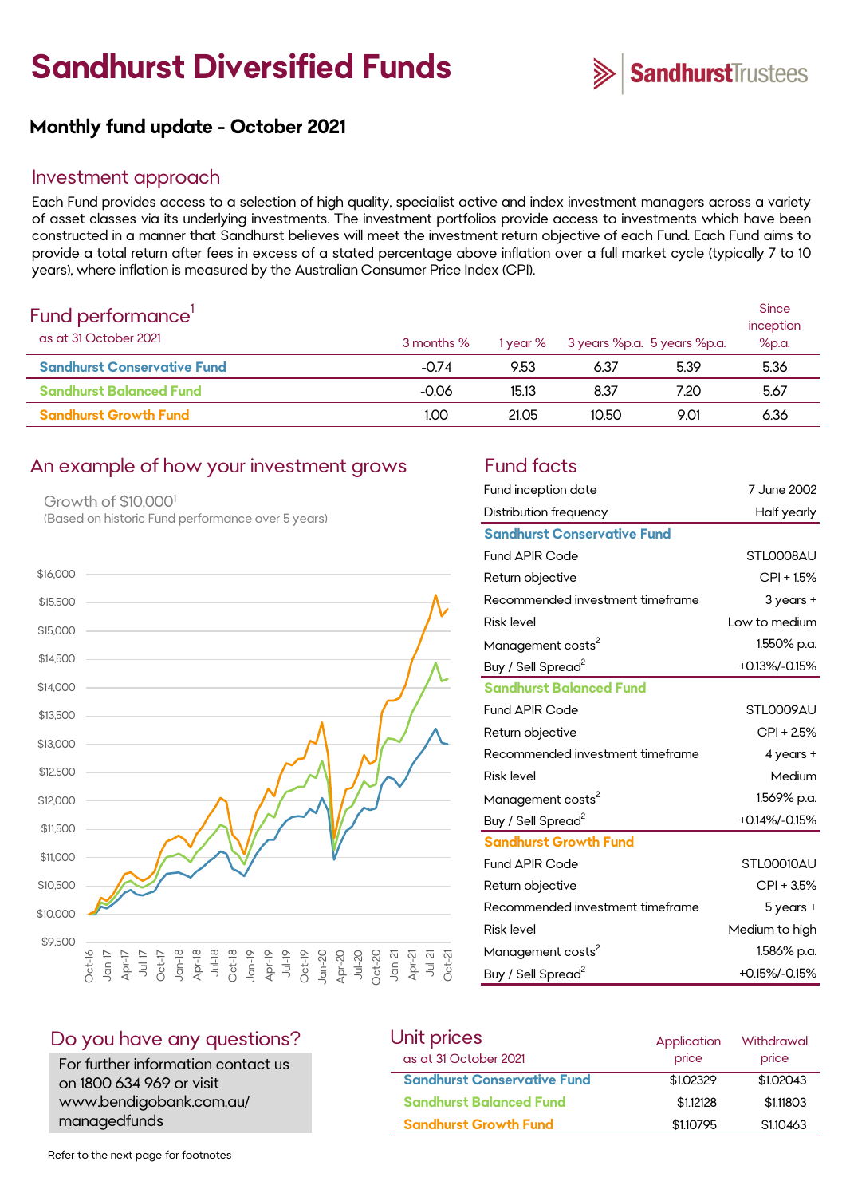# Sandhurst Diversified Funds

SandhurstTrustees

## Monthly fund update - October 2021

## Investment approach

Each Fund provides access to a selection of high quality, specialist active and index investment managers across a variety of asset classes via its underlying investments. The investment portfolios provide access to investments which have been constructed in a manner that Sandhurst believes will meet the investment return objective of each Fund. Each Fund aims to provide a total return after fees in excess of a stated percentage above inflation over a full market cycle (typically 7 to 10 years), where inflation is measured by the Australian Consumer Price Index (CPI).

## Fund performance[1]

as at 31 October 2021

| | 3 months % | 1 year % | 3 years %p.a. | 5 years %p.a. | Since inception %p.a. |
|---|---|---|---|---|---|
| Sandhurst Conservative Fund | -0.74 | 9.53 | 6.37 | 5.39 | 5.36 |
| Sandhurst Balanced Fund | -0.06 | 15.13 | 8.37 | 7.20 | 5.67 |
| Sandhurst Growth Fund | 1.00 | 21.05 | 10.50 | 9.01 | 6.36 |

## An example of how your investment grows

Growth of $10,000[1]

(Based on historic Fund performance over 5 years)

## Fund facts

| | |
|---|---|
| Fund inception date | 7 June 2002 |
| Distribution frequency | Half yearly |
| **Sandhurst Conservative Fund** | |
| Fund APIR Code | STL0008AU |
| Return objective | CPI + 1.5% |
| Recommended investment timeframe | 3 years + |
| Risk level | Low to medium |
| Management costs[2] | 1.550% p.a. |
| Buy / Sell Spread[2] | +0.13%/-0.15% |
| **Sandhurst Balanced Fund** | |
| Fund APIR Code | STL0009AU |
| Return objective | CPI + 2.5% |
| Recommended investment timeframe | 4 years + |
| Risk level | Medium |
| Management costs[2] | 1.569% p.a. |
| Buy / Sell Spread[2] | +0.14%/-0.15% |
| **Sandhurst Growth Fund** | |
| Fund APIR Code | STL00010AU |
| Return objective | CPI + 3.5% |
| Recommended investment timeframe | 5 years + |
| Risk level | Medium to high |
| Management costs[2] | 1.586% p.a. |
| Buy / Sell Spread[2] | +0.15%/-0.15% |

## Do you have any questions?

For further information contact us on 1800 634 969 or visit www.bendigobank.com.au/managedfunds

## Unit prices

as at 31 October 2021

| | Application price | Withdrawal price |
|---|---|---|
| Sandhurst Conservative Fund | $1.02329 | $1.02043 |
| Sandhurst Balanced Fund | $1.12128 | $1.11803 |
| Sandhurst Growth Fund | $1.10795 | $1.10463 |

Refer to the next page for footnotes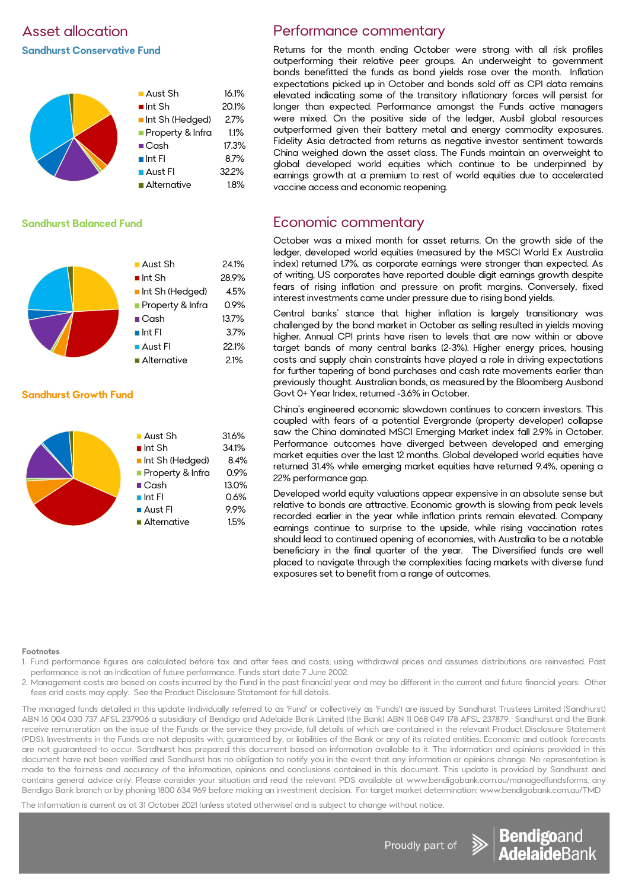# Asset allocation

## Sandhurst Conservative Fund

Aust Sh 16.1%
Int Sh 20.1%
Int Sh (Hedged) 2.7%
Property & Infra 1.1%
Cash 17.3%
Int FI 8.7%
Aust FI 32.2%
Alternative 1.8%

## Sandhurst Balanced Fund

Aust Sh 24.1%
Int Sh 28.9%
Int Sh (Hedged) 4.5%
Property & Infra 0.9%
Cash 13.7%
Int FI 3.7%
Aust FI 22.1%
Alternative 2.1%

## Sandhurst Growth Fund

Aust Sh 31.6%
Int Sh 34.1%
Int Sh (Hedged) 8.4%
Property & Infra 0.9%
Cash 13.0%
Int FI 0.6%
Aust FI 9.9%
Alternative 1.5%

# Performance commentary

Returns for the month ending October were strong with all risk profiles outperforming their relative peer groups. An underweight to government bonds benefitted the funds as bond yields rose over the month. Inflation expectations picked up in October and bonds sold off as CPI data remains elevated indicating some of the transitory inflationary forces will persist for longer than expected. Performance amongst the Funds active managers were mixed. On the positive side of the ledger, Ausbil global resources outperformed given their battery metal and energy commodity exposures. Fidelity Asia detracted from returns as negative investor sentiment towards China weighed down the asset class. The Funds maintain an overweight to global developed world equities which continue to be underpinned by earnings growth at a premium to rest of world equities due to accelerated vaccine access and economic reopening.

# Economic commentary

October was a mixed month for asset returns. On the growth side of the ledger, developed world equities (measured by the MSCI World Ex Australia index) returned 1.7%, as corporate earnings were stronger than expected. As of writing, US corporates have reported double digit earnings growth despite fears of rising inflation and pressure on profit margins. Conversely, fixed interest investments came under pressure due to rising bond yields.

Central banks' stance that higher inflation is largely transitionary was challenged by the bond market in October as selling resulted in yields moving higher. Annual CPI prints have risen to levels that are now within or above target bands of many central banks (2-3%). Higher energy prices, housing costs and supply chain constraints have played a role in driving expectations for further tapering of bond purchases and cash rate movements earlier than previously thought. Australian bonds, as measured by the Bloomberg Ausbond Govt 0+ Year Index, returned -3.6% in October.

China's engineered economic slowdown continues to concern investors. This coupled with fears of a potential Evergrande (property developer) collapse saw the China dominated MSCI Emerging Market index fall 2.9% in October. Performance outcomes have diverged between developed and emerging market equities over the last 12 months. Global developed world equities have returned 31.4% while emerging market equities have returned 9.4%, opening a 22% performance gap.

Developed world equity valuations appear expensive in an absolute sense but relative to bonds are attractive. Economic growth is slowing from peak levels recorded earlier in the year while inflation prints remain elevated. Company earnings continue to surprise to the upside, while rising vaccination rates should lead to continued opening of economies, with Australia to be a notable beneficiary in the final quarter of the year. The Diversified funds are well placed to navigate through the complexities facing markets with diverse fund exposures set to benefit from a range of outcomes.

**Footnotes**

1. Fund performance figures are calculated before tax and after fees and costs; using withdrawal prices and assumes distributions are reinvested. Past performance is not an indication of future performance. Funds start date 7 June 2002.
2. Management costs are based on costs incurred by the Fund in the past financial year and may be different in the current and future financial years. Other fees and costs may apply. See the Product Disclosure Statement for full details.

The managed funds detailed in this update (individually referred to as 'Fund' or collectively as 'Funds') are issued by Sandhurst Trustees Limited (Sandhurst) ABN 16 004 030 737 AFSL 237906 a subsidiary of Bendigo and Adelaide Bank Limited (the Bank) ABN 11 068 049 178 AFSL 237879. Sandhurst and the Bank receive remuneration on the issue of the Funds or the service they provide, full details of which are contained in the relevant Product Disclosure Statement (PDS). Investments in the Funds are not deposits with, guaranteed by, or liabilities of the Bank or any of its related entities. Economic and outlook forecasts are not guaranteed to occur. Sandhurst has prepared this document based on information available to it. The information and opinions provided in this document have not been verified and Sandhurst has no obligation to notify you in the event that any information or opinions change. No representation is made to the fairness and accuracy of the information, opinions and conclusions contained in this document. This update is provided by Sandhurst and contains general advice only. Please consider your situation and read the relevant PDS available at www.bendigobank.com.au/managedfundsforms, any Bendigo Bank branch or by phoning 1800 634 969 before making an investment decision. For target market determination: www.bendigobank.com.au/TMD

The information is current as at 31 October 2021 (unless stated otherwise) and is subject to change without notice.

Proudly part of Bendigo and Adelaide Bank